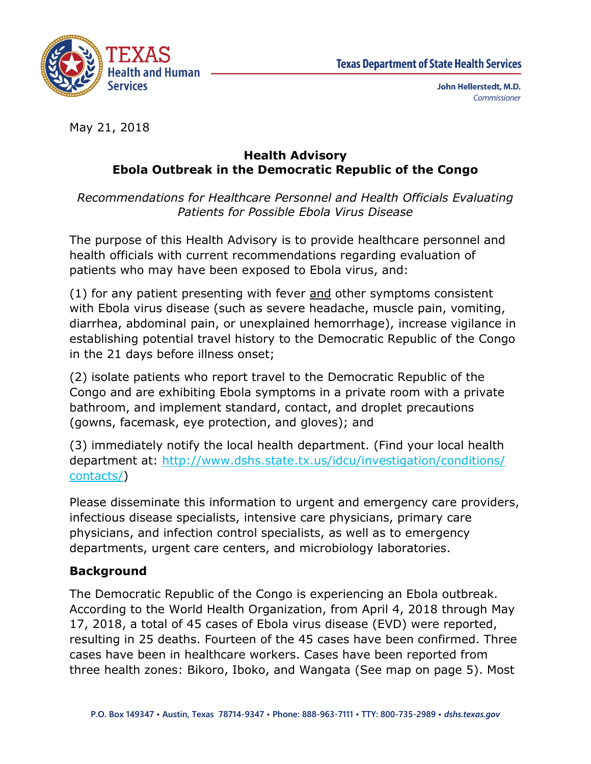Texas Health and Human Services

Texas Department of State Health Services

John Hellerstedt, M.D.
*Commissioner*

May 21, 2018

## Health Advisory
## Ebola Outbreak in the Democratic Republic of the Congo

*Recommendations for Healthcare Personnel and Health Officials Evaluating Patients for Possible Ebola Virus Disease*

The purpose of this Health Advisory is to provide healthcare personnel and health officials with current recommendations regarding evaluation of patients who may have been exposed to Ebola virus, and:

(1) for any patient presenting with fever and other symptoms consistent with Ebola virus disease (such as severe headache, muscle pain, vomiting, diarrhea, abdominal pain, or unexplained hemorrhage), increase vigilance in establishing potential travel history to the Democratic Republic of the Congo in the 21 days before illness onset;

(2) isolate patients who report travel to the Democratic Republic of the Congo and are exhibiting Ebola symptoms in a private room with a private bathroom, and implement standard, contact, and droplet precautions (gowns, facemask, eye protection, and gloves); and

(3) immediately notify the local health department. (Find your local health department at: http://www.dshs.state.tx.us/idcu/investigation/conditions/contacts/)

Please disseminate this information to urgent and emergency care providers, infectious disease specialists, intensive care physicians, primary care physicians, and infection control specialists, as well as to emergency departments, urgent care centers, and microbiology laboratories.

### Background

The Democratic Republic of the Congo is experiencing an Ebola outbreak. According to the World Health Organization, from April 4, 2018 through May 17, 2018, a total of 45 cases of Ebola virus disease (EVD) were reported, resulting in 25 deaths. Fourteen of the 45 cases have been confirmed. Three cases have been in healthcare workers. Cases have been reported from three health zones: Bikoro, Iboko, and Wangata (See map on page 5). Most

P.O. Box 149347 • Austin, Texas 78714-9347 • Phone: 888-963-7111 • TTY: 800-735-2989 • *dshs.texas.gov*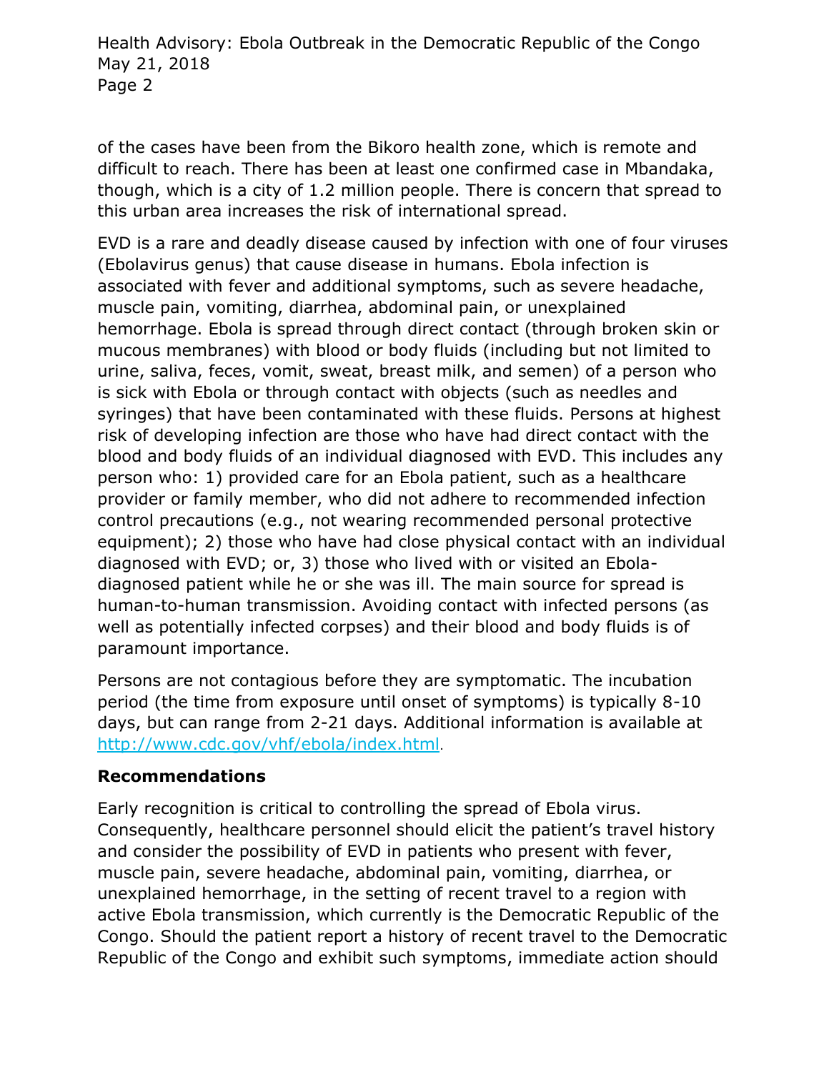of the cases have been from the Bikoro health zone, which is remote and difficult to reach. There has been at least one confirmed case in Mbandaka, though, which is a city of 1.2 million people. There is concern that spread to this urban area increases the risk of international spread.

EVD is a rare and deadly disease caused by infection with one of four viruses (Ebolavirus genus) that cause disease in humans. Ebola infection is associated with fever and additional symptoms, such as severe headache, muscle pain, vomiting, diarrhea, abdominal pain, or unexplained hemorrhage. Ebola is spread through direct contact (through broken skin or mucous membranes) with blood or body fluids (including but not limited to urine, saliva, feces, vomit, sweat, breast milk, and semen) of a person who is sick with Ebola or through contact with objects (such as needles and syringes) that have been contaminated with these fluids. Persons at highest risk of developing infection are those who have had direct contact with the blood and body fluids of an individual diagnosed with EVD. This includes any person who: 1) provided care for an Ebola patient, such as a healthcare provider or family member, who did not adhere to recommended infection control precautions (e.g., not wearing recommended personal protective equipment); 2) those who have had close physical contact with an individual diagnosed with EVD; or, 3) those who lived with or visited an Ebola-diagnosed patient while he or she was ill. The main source for spread is human-to-human transmission. Avoiding contact with infected persons (as well as potentially infected corpses) and their blood and body fluids is of paramount importance.

Persons are not contagious before they are symptomatic. The incubation period (the time from exposure until onset of symptoms) is typically 8-10 days, but can range from 2-21 days. Additional information is available at http://www.cdc.gov/vhf/ebola/index.html.

## Recommendations

Early recognition is critical to controlling the spread of Ebola virus. Consequently, healthcare personnel should elicit the patient's travel history and consider the possibility of EVD in patients who present with fever, muscle pain, severe headache, abdominal pain, vomiting, diarrhea, or unexplained hemorrhage, in the setting of recent travel to a region with active Ebola transmission, which currently is the Democratic Republic of the Congo. Should the patient report a history of recent travel to the Democratic Republic of the Congo and exhibit such symptoms, immediate action should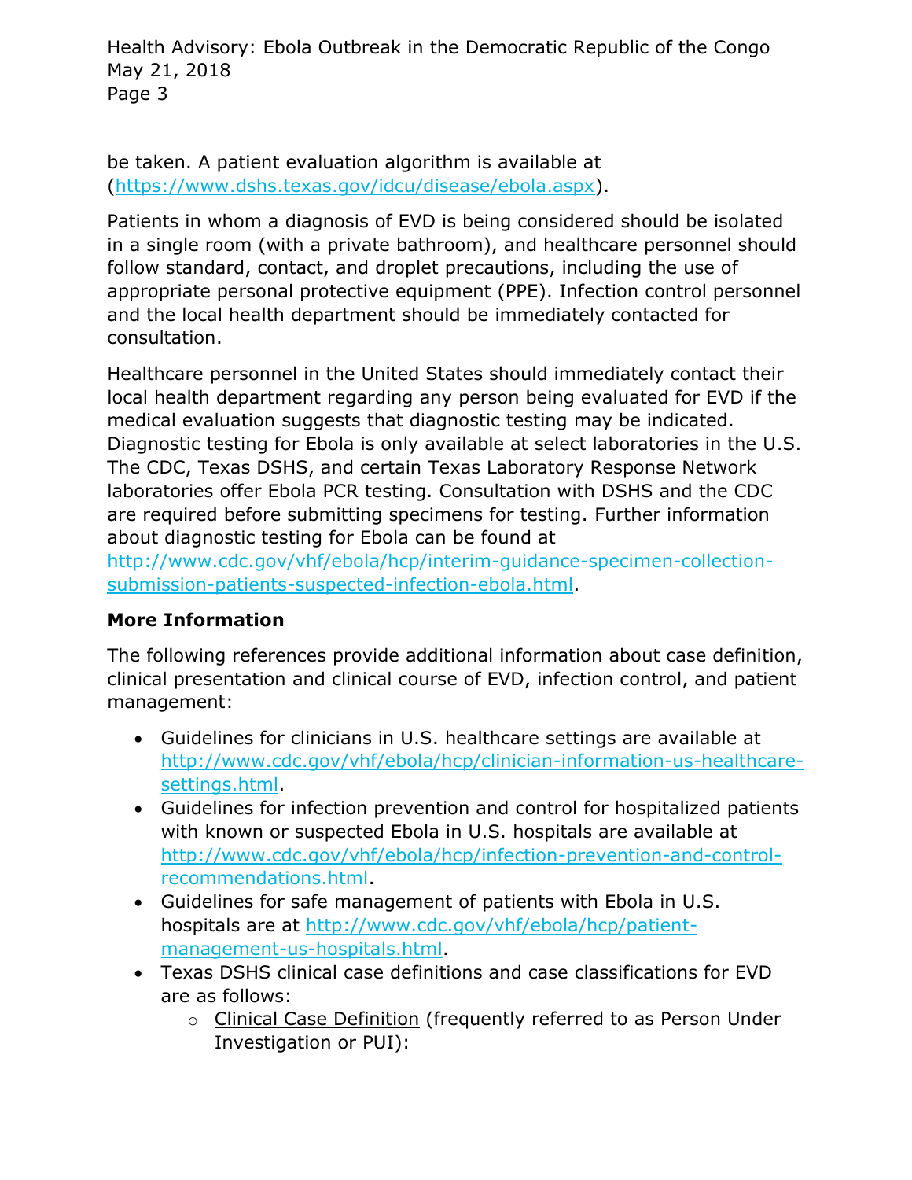be taken. A patient evaluation algorithm is available at (https://www.dshs.texas.gov/idcu/disease/ebola.aspx).

Patients in whom a diagnosis of EVD is being considered should be isolated in a single room (with a private bathroom), and healthcare personnel should follow standard, contact, and droplet precautions, including the use of appropriate personal protective equipment (PPE). Infection control personnel and the local health department should be immediately contacted for consultation.

Healthcare personnel in the United States should immediately contact their local health department regarding any person being evaluated for EVD if the medical evaluation suggests that diagnostic testing may be indicated. Diagnostic testing for Ebola is only available at select laboratories in the U.S. The CDC, Texas DSHS, and certain Texas Laboratory Response Network laboratories offer Ebola PCR testing. Consultation with DSHS and the CDC are required before submitting specimens for testing. Further information about diagnostic testing for Ebola can be found at http://www.cdc.gov/vhf/ebola/hcp/interim-guidance-specimen-collection-submission-patients-suspected-infection-ebola.html.

**More Information**

The following references provide additional information about case definition, clinical presentation and clinical course of EVD, infection control, and patient management:

- Guidelines for clinicians in U.S. healthcare settings are available at http://www.cdc.gov/vhf/ebola/hcp/clinician-information-us-healthcare-settings.html.
- Guidelines for infection prevention and control for hospitalized patients with known or suspected Ebola in U.S. hospitals are available at http://www.cdc.gov/vhf/ebola/hcp/infection-prevention-and-control-recommendations.html.
- Guidelines for safe management of patients with Ebola in U.S. hospitals are at http://www.cdc.gov/vhf/ebola/hcp/patient-management-us-hospitals.html.
- Texas DSHS clinical case definitions and case classifications for EVD are as follows:
    - Clinical Case Definition (frequently referred to as Person Under Investigation or PUI):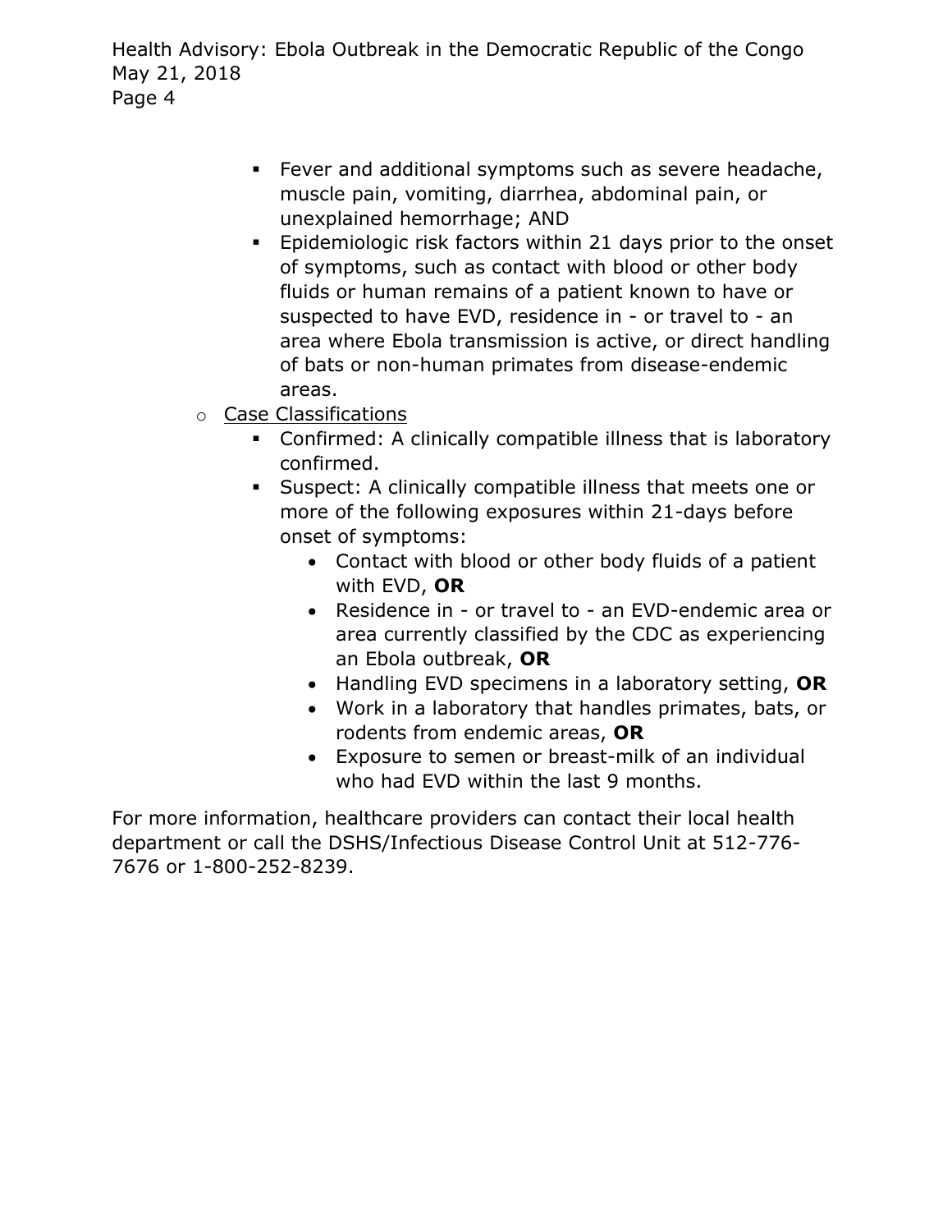- Fever and additional symptoms such as severe headache, muscle pain, vomiting, diarrhea, abdominal pain, or unexplained hemorrhage; AND
        - Epidemiologic risk factors within 21 days prior to the onset of symptoms, such as contact with blood or other body fluids or human remains of a patient known to have or suspected to have EVD, residence in - or travel to - an area where Ebola transmission is active, or direct handling of bats or non-human primates from disease-endemic areas.
    - Case Classifications
        - Confirmed: A clinically compatible illness that is laboratory confirmed.
        - Suspect: A clinically compatible illness that meets one or more of the following exposures within 21-days before onset of symptoms:
            - Contact with blood or other body fluids of a patient with EVD, **OR**
            - Residence in - or travel to - an EVD-endemic area or area currently classified by the CDC as experiencing an Ebola outbreak, **OR**
            - Handling EVD specimens in a laboratory setting, **OR**
            - Work in a laboratory that handles primates, bats, or rodents from endemic areas, **OR**
            - Exposure to semen or breast-milk of an individual who had EVD within the last 9 months.

For more information, healthcare providers can contact their local health department or call the DSHS/Infectious Disease Control Unit at 512-776-7676 or 1-800-252-8239.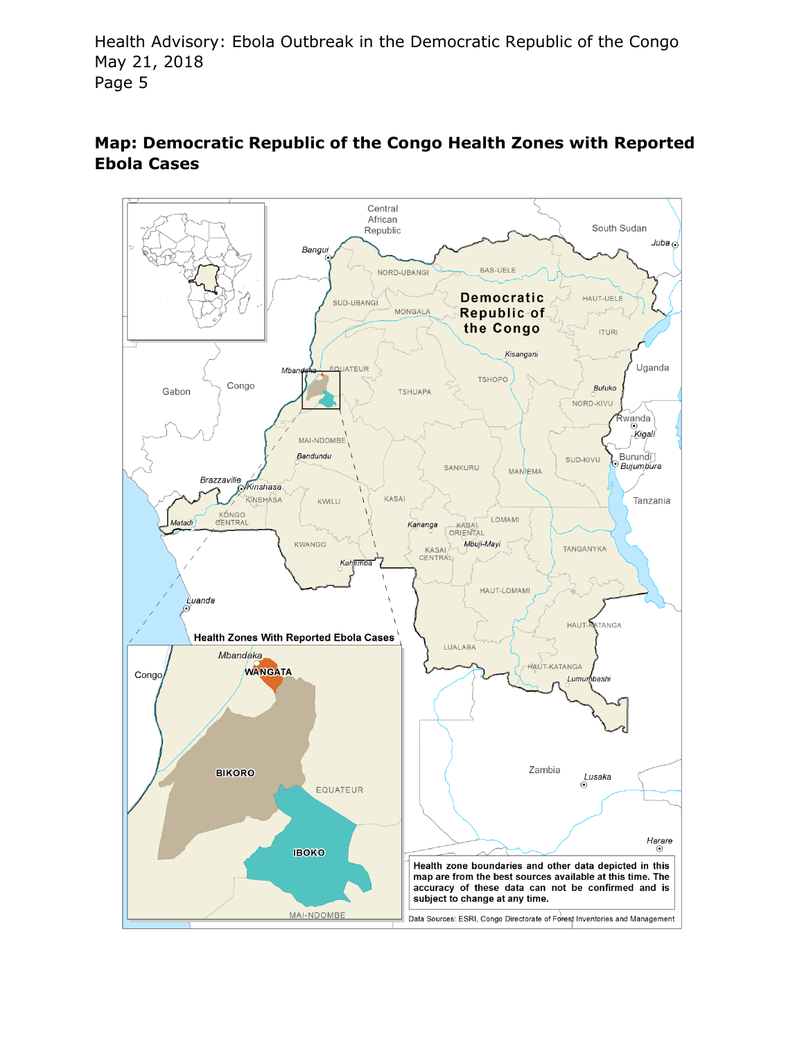## Map: Democratic Republic of the Congo Health Zones with Reported Ebola Cases

Central African Republic

South Sudan

Juba

Bangui

NORD-UBANGI

BAS-UELE

SUD-UBANGI

MONGALA

Democratic Republic of the Congo

HAUT-UELE

ITURI

Kisangani

Uganda

Mbandaka

EQUATEUR

TSHOPO

Gabon

Congo

TSHUAPA

Butuko

NORD-KIVU

Rwanda

Kigali

MAI-NDOMBE

Bandundu

SUD-KIVU

Burundi

Bujumbura

Brazzaville

Kinshasa

SANKURU

MANIEMA

KINSHASA

KWILU

KASAI

Tanzania

Matadi

KONGO CENTRAL

LOMAMI

Kananga

KASAI ORIENTAL

Mbuji-Mayi

KWANGO

KASAI CENTRAL

TANGANYKA

Kahemba

HAUT-LOMAMI

Luanda

HAUT-KATANGA

Health Zones With Reported Ebola Cases

LUALABA

Mbandaka

Congo

WANGATA

HAUT-KATANGA

Lumumbashi

BIKORO

EQUATEUR

Zambia

Lusaka

IBOKO

Harare

MAI-NDOMBE

**Health zone boundaries and other data depicted in this map are from the best sources available at this time. The accuracy of these data can not be confirmed and is subject to change at any time.**

Data Sources: ESRI, Congo Directorate of Forest Inventories and Management